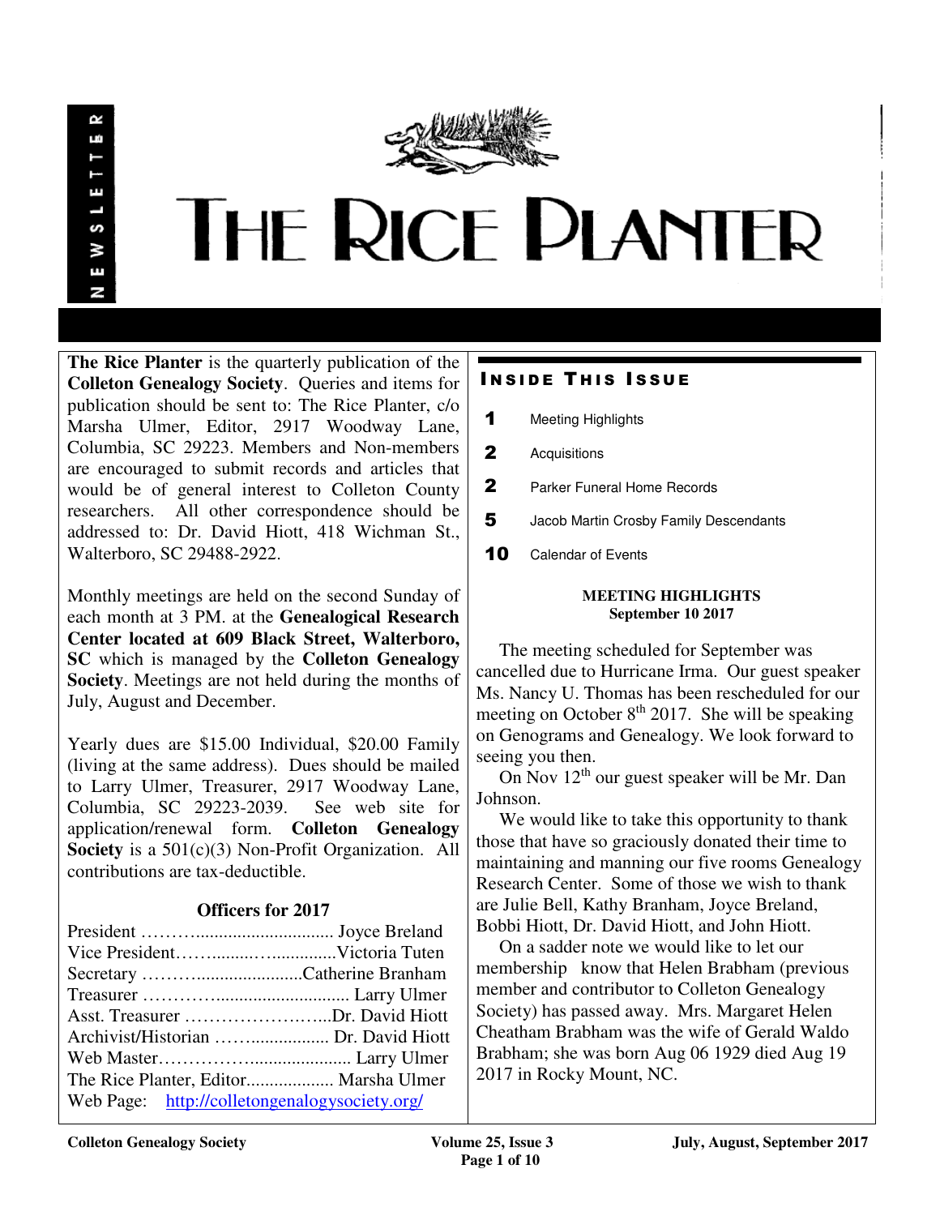NEWSLETTER

# THE RICE PLANTER

**The Rice Planter** is the quarterly publication of the **Colleton Genealogy Society**. Queries and items for publication should be sent to: The Rice Planter, c/o Marsha Ulmer, Editor, 2917 Woodway Lane, Columbia, SC 29223. Members and Non-members are encouraged to submit records and articles that would be of general interest to Colleton County researchers. All other correspondence should be addressed to: Dr. David Hiott, 418 Wichman St., Walterboro, SC 29488-2922.

Monthly meetings are held on the second Sunday of each month at 3 PM. at the **Genealogical Research Center located at 609 Black Street, Walterboro, SC** which is managed by the **Colleton Genealogy Society**. Meetings are not held during the months of July, August and December.

Yearly dues are $15.00 Individual, $20.00 Family (living at the same address). Dues should be mailed to Larry Ulmer, Treasurer, 2917 Woodway Lane, Columbia, SC 29223-2039. See web site for application/renewal form. **Colleton Genealogy Society** is a 501(c)(3) Non-Profit Organization. All contributions are tax-deductible.

### Officers for 2017

President ……….............................. Joyce Breland
Vice President……........…..............Victoria Tuten
Secretary ……….......................Catherine Branham
Treasurer …………............................ Larry Ulmer
Asst. Treasurer ……………………...Dr. David Hiott
Archivist/Historian ……................. Dr. David Hiott
Web Master………………..................... Larry Ulmer
The Rice Planter, Editor................... Marsha Ulmer
Web Page: http://colletongenalogysociety.org/

## INSIDE THIS ISSUE

**1** Meeting Highlights
**2** Acquisitions
**2** Parker Funeral Home Records
**5** Jacob Martin Crosby Family Descendants
**10** Calendar of Events

### MEETING HIGHLIGHTS
**September 10 2017**

The meeting scheduled for September was cancelled due to Hurricane Irma. Our guest speaker Ms. Nancy U. Thomas has been rescheduled for our meeting on October 8th 2017. She will be speaking on Genograms and Genealogy. We look forward to seeing you then.

On Nov 12th our guest speaker will be Mr. Dan Johnson.

We would like to take this opportunity to thank those that have so graciously donated their time to maintaining and manning our five rooms Genealogy Research Center. Some of those we wish to thank are Julie Bell, Kathy Branham, Joyce Breland, Bobbi Hiott, Dr. David Hiott, and John Hiott.

On a sadder note we would like to let our membership know that Helen Brabham (previous member and contributor to Colleton Genealogy Society) has passed away. Mrs. Margaret Helen Cheatham Brabham was the wife of Gerald Waldo Brabham; she was born Aug 06 1929 died Aug 19 2017 in Rocky Mount, NC.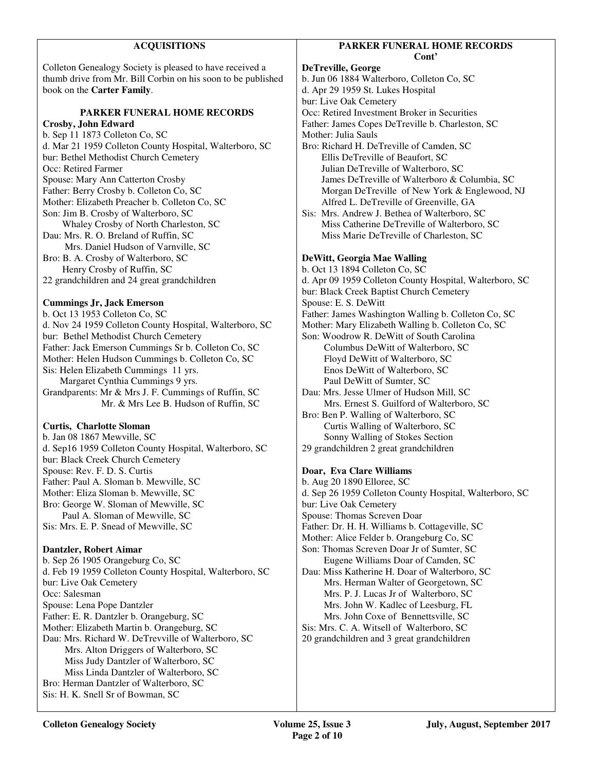## ACQUISITIONS

Colleton Genealogy Society is pleased to have received a thumb drive from Mr. Bill Corbin on his soon to be published book on the **Carter Family**.

## PARKER FUNERAL HOME RECORDS

**Crosby, John Edward**
b. Sep 11 1873 Colleton Co, SC
d. Mar 21 1959 Colleton County Hospital, Walterboro, SC
bur: Bethel Methodist Church Cemetery
Occ: Retired Farmer
Spouse: Mary Ann Catterton Crosby
Father: Berry Crosby b. Colleton Co, SC
Mother: Elizabeth Preacher b. Colleton Co, SC
Son: Jim B. Crosby of Walterboro, SC
Whaley Crosby of North Charleston, SC
Dau: Mrs. R. O. Breland of Ruffin, SC
Mrs. Daniel Hudson of Varnville, SC
Bro: B. A. Crosby of Walterboro, SC
Henry Crosby of Ruffin, SC
22 grandchildren and 24 great grandchildren

**Cummings Jr, Jack Emerson**
b. Oct 13 1953 Colleton Co, SC
d. Nov 24 1959 Colleton County Hospital, Walterboro, SC
bur: Bethel Methodist Church Cemetery
Father: Jack Emerson Cummings Sr b. Colleton Co, SC
Mother: Helen Hudson Cummings b. Colleton Co, SC
Sis: Helen Elizabeth Cummings 11 yrs.
Margaret Cynthia Cummings 9 yrs.
Grandparents: Mr & Mrs J. F. Cummings of Ruffin, SC
Mr. & Mrs Lee B. Hudson of Ruffin, SC

**Curtis, Charlotte Sloman**
b. Jan 08 1867 Mewville, SC
d. Sep16 1959 Colleton County Hospital, Walterboro, SC
bur: Black Creek Church Cemetery
Spouse: Rev. F. D. S. Curtis
Father: Paul A. Sloman b. Mewville, SC
Mother: Eliza Sloman b. Mewville, SC
Bro: George W. Sloman of Mewville, SC
Paul A. Sloman of Mewville, SC
Sis: Mrs. E. P. Snead of Mewville, SC

**Dantzler, Robert Aimar**
b. Sep 26 1905 Orangeburg Co, SC
d. Feb 19 1959 Colleton County Hospital, Walterboro, SC
bur: Live Oak Cemetery
Occ: Salesman
Spouse: Lena Pope Dantzler
Father: E. R. Dantzler b. Orangeburg, SC
Mother: Elizabeth Martin b. Orangeburg, SC
Dau: Mrs. Richard W. DeTrevville of Walterboro, SC
Mrs. Alton Driggers of Walterboro, SC
Miss Judy Dantzler of Walterboro, SC
Miss Linda Dantzler of Walterboro, SC
Bro: Herman Dantzler of Walterboro, SC
Sis: H. K. Snell Sr of Bowman, SC

## PARKER FUNERAL HOME RECORDS Cont'

**DeTreville, George**
b. Jun 06 1884 Walterboro, Colleton Co, SC
d. Apr 29 1959 St. Lukes Hospital
bur: Live Oak Cemetery
Occ: Retired Investment Broker in Securities
Father: James Copes DeTreville b. Charleston, SC
Mother: Julia Sauls
Bro: Richard H. DeTreville of Camden, SC
Ellis DeTreville of Beaufort, SC
Julian DeTreville of Walterboro, SC
James DeTreville of Walterboro & Columbia, SC
Morgan DeTreville of New York & Englewood, NJ
Alfred L. DeTreville of Greenville, GA
Sis: Mrs. Andrew J. Bethea of Walterboro, SC
Miss Catherine DeTreville of Walterboro, SC
Miss Marie DeTreville of Charleston, SC

**DeWitt, Georgia Mae Walling**
b. Oct 13 1894 Colleton Co, SC
d. Apr 09 1959 Colleton County Hospital, Walterboro, SC
bur: Black Creek Baptist Church Cemetery
Spouse: E. S. DeWitt
Father: James Washington Walling b. Colleton Co, SC
Mother: Mary Elizabeth Walling b. Colleton Co, SC
Son: Woodrow R. DeWitt of South Carolina
Columbus DeWitt of Walterboro, SC
Floyd DeWitt of Walterboro, SC
Enos DeWitt of Walterboro, SC
Paul DeWitt of Sumter, SC
Dau: Mrs. Jesse Ulmer of Hudson Mill, SC
Mrs. Ernest S. Guilford of Walterboro, SC
Bro: Ben P. Walling of Walterboro, SC
Curtis Walling of Walterboro, SC
Sonny Walling of Stokes Section
29 grandchildren 2 great grandchildren

**Doar, Eva Clare Williams**
b. Aug 20 1890 Elloree, SC
d. Sep 26 1959 Colleton County Hospital, Walterboro, SC
bur: Live Oak Cemetery
Spouse: Thomas Screven Doar
Father: Dr. H. H. Williams b. Cottageville, SC
Mother: Alice Felder b. Orangeburg Co, SC
Son: Thomas Screven Doar Jr of Sumter, SC
Eugene Williams Doar of Camden, SC
Dau: Miss Katherine H. Doar of Walterboro, SC
Mrs. Herman Walter of Georgetown, SC
Mrs. P. J. Lucas Jr of Walterboro, SC
Mrs. John W. Kadlec of Leesburg, FL
Mrs. John Coxe of Bennettsville, SC
Sis: Mrs. C. A. Witsell of Walterboro, SC
20 grandchildren and 3 great grandchildren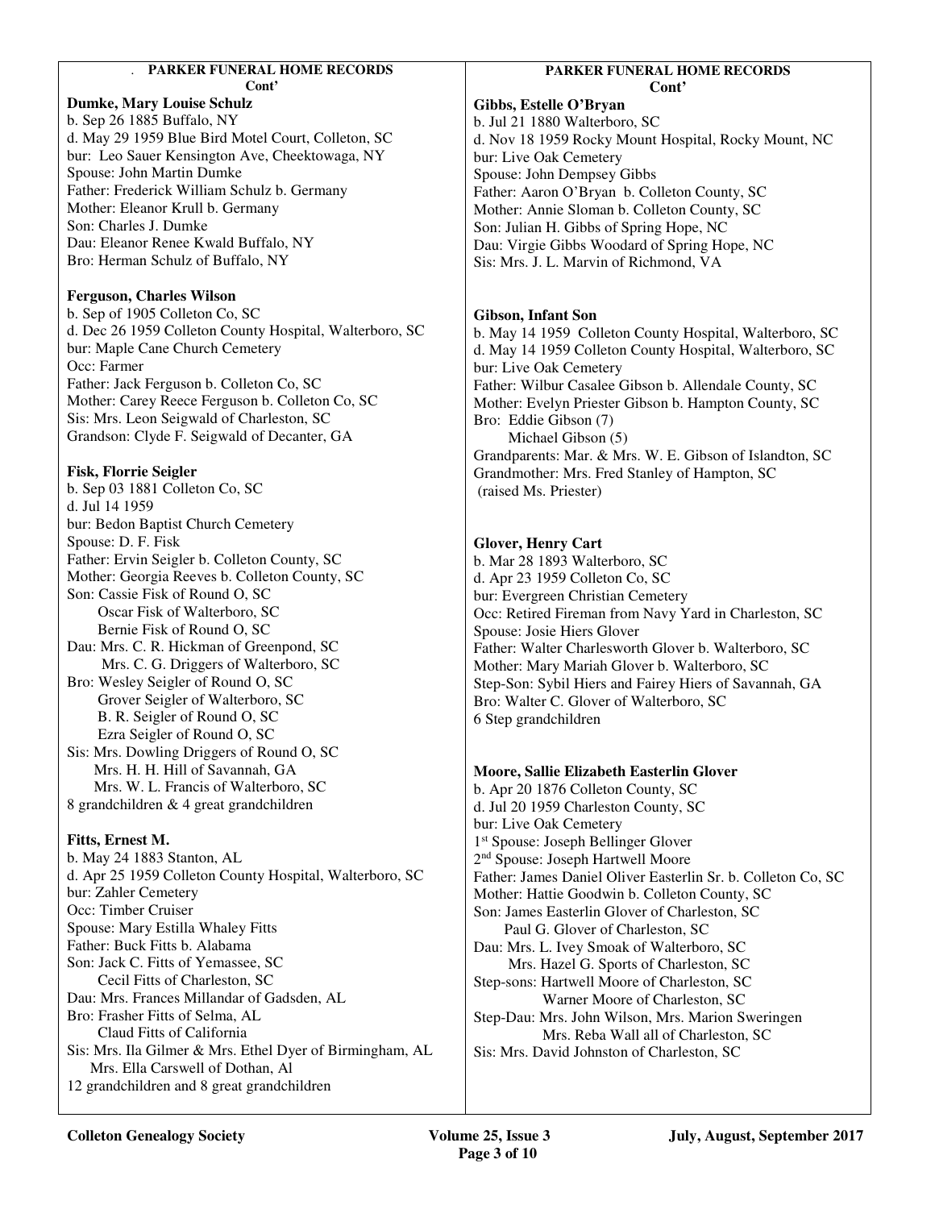## PARKER FUNERAL HOME RECORDS
**Cont'**

**Dumke, Mary Louise Schulz**
b. Sep 26 1885 Buffalo, NY
d. May 29 1959 Blue Bird Motel Court, Colleton, SC
bur: Leo Sauer Kensington Ave, Cheektowaga, NY
Spouse: John Martin Dumke
Father: Frederick William Schulz b. Germany
Mother: Eleanor Krull b. Germany
Son: Charles J. Dumke
Dau: Eleanor Renee Kwald Buffalo, NY
Bro: Herman Schulz of Buffalo, NY

**Ferguson, Charles Wilson**
b. Sep of 1905 Colleton Co, SC
d. Dec 26 1959 Colleton County Hospital, Walterboro, SC
bur: Maple Cane Church Cemetery
Occ: Farmer
Father: Jack Ferguson b. Colleton Co, SC
Mother: Carey Reece Ferguson b. Colleton Co, SC
Sis: Mrs. Leon Seigwald of Charleston, SC
Grandson: Clyde F. Seigwald of Decanter, GA

**Fisk, Florrie Seigler**
b. Sep 03 1881 Colleton Co, SC
d. Jul 14 1959
bur: Bedon Baptist Church Cemetery
Spouse: D. F. Fisk
Father: Ervin Seigler b. Colleton County, SC
Mother: Georgia Reeves b. Colleton County, SC
Son: Cassie Fisk of Round O, SC
Oscar Fisk of Walterboro, SC
Bernie Fisk of Round O, SC
Dau: Mrs. C. R. Hickman of Greenpond, SC
Mrs. C. G. Driggers of Walterboro, SC
Bro: Wesley Seigler of Round O, SC
Grover Seigler of Walterboro, SC
B. R. Seigler of Round O, SC
Ezra Seigler of Round O, SC
Sis: Mrs. Dowling Driggers of Round O, SC
Mrs. H. H. Hill of Savannah, GA
Mrs. W. L. Francis of Walterboro, SC
8 grandchildren & 4 great grandchildren

**Fitts, Ernest M.**
b. May 24 1883 Stanton, AL
d. Apr 25 1959 Colleton County Hospital, Walterboro, SC
bur: Zahler Cemetery
Occ: Timber Cruiser
Spouse: Mary Estilla Whaley Fitts
Father: Buck Fitts b. Alabama
Son: Jack C. Fitts of Yemassee, SC
Cecil Fitts of Charleston, SC
Dau: Mrs. Frances Millandar of Gadsden, AL
Bro: Frasher Fitts of Selma, AL
Claud Fitts of California
Sis: Mrs. Ila Gilmer & Mrs. Ethel Dyer of Birmingham, AL
Mrs. Ella Carswell of Dothan, Al
12 grandchildren and 8 great grandchildren

## PARKER FUNERAL HOME RECORDS
**Cont'**

**Gibbs, Estelle O'Bryan**
b. Jul 21 1880 Walterboro, SC
d. Nov 18 1959 Rocky Mount Hospital, Rocky Mount, NC
bur: Live Oak Cemetery
Spouse: John Dempsey Gibbs
Father: Aaron O'Bryan b. Colleton County, SC
Mother: Annie Sloman b. Colleton County, SC
Son: Julian H. Gibbs of Spring Hope, NC
Dau: Virgie Gibbs Woodard of Spring Hope, NC
Sis: Mrs. J. L. Marvin of Richmond, VA

**Gibson, Infant Son**
b. May 14 1959 Colleton County Hospital, Walterboro, SC
d. May 14 1959 Colleton County Hospital, Walterboro, SC
bur: Live Oak Cemetery
Father: Wilbur Casalee Gibson b. Allendale County, SC
Mother: Evelyn Priester Gibson b. Hampton County, SC
Bro: Eddie Gibson (7)
Michael Gibson (5)
Grandparents: Mar. & Mrs. W. E. Gibson of Islandton, SC
Grandmother: Mrs. Fred Stanley of Hampton, SC
(raised Ms. Priester)

**Glover, Henry Cart**
b. Mar 28 1893 Walterboro, SC
d. Apr 23 1959 Colleton Co, SC
bur: Evergreen Christian Cemetery
Occ: Retired Fireman from Navy Yard in Charleston, SC
Spouse: Josie Hiers Glover
Father: Walter Charlesworth Glover b. Walterboro, SC
Mother: Mary Mariah Glover b. Walterboro, SC
Step-Son: Sybil Hiers and Fairey Hiers of Savannah, GA
Bro: Walter C. Glover of Walterboro, SC
6 Step grandchildren

**Moore, Sallie Elizabeth Easterlin Glover**
b. Apr 20 1876 Colleton County, SC
d. Jul 20 1959 Charleston County, SC
bur: Live Oak Cemetery
1st Spouse: Joseph Bellinger Glover
2nd Spouse: Joseph Hartwell Moore
Father: James Daniel Oliver Easterlin Sr. b. Colleton Co, SC
Mother: Hattie Goodwin b. Colleton County, SC
Son: James Easterlin Glover of Charleston, SC
Paul G. Glover of Charleston, SC
Dau: Mrs. L. Ivey Smoak of Walterboro, SC
Mrs. Hazel G. Sports of Charleston, SC
Step-sons: Hartwell Moore of Charleston, SC
Warner Moore of Charleston, SC
Step-Dau: Mrs. John Wilson, Mrs. Marion Sweringen
Mrs. Reba Wall all of Charleston, SC
Sis: Mrs. David Johnston of Charleston, SC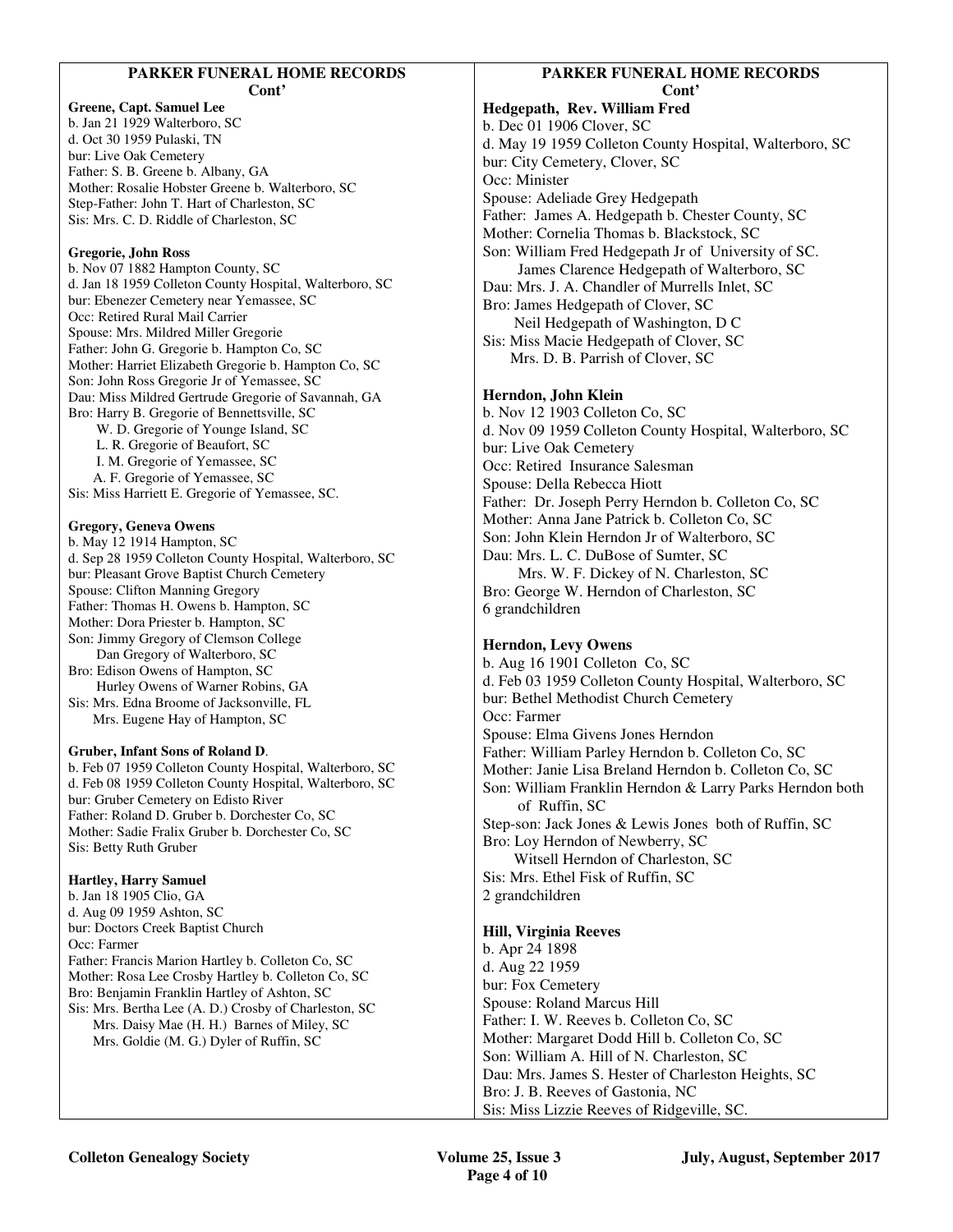## PARKER FUNERAL HOME RECORDS Cont'

**Greene, Capt. Samuel Lee**
b. Jan 21 1929 Walterboro, SC
d. Oct 30 1959 Pulaski, TN
bur: Live Oak Cemetery
Father: S. B. Greene b. Albany, GA
Mother: Rosalie Hobster Greene b. Walterboro, SC
Step-Father: John T. Hart of Charleston, SC
Sis: Mrs. C. D. Riddle of Charleston, SC

**Gregorie, John Ross**
b. Nov 07 1882 Hampton County, SC
d. Jan 18 1959 Colleton County Hospital, Walterboro, SC
bur: Ebenezer Cemetery near Yemassee, SC
Occ: Retired Rural Mail Carrier
Spouse: Mrs. Mildred Miller Gregorie
Father: John G. Gregorie b. Hampton Co, SC
Mother: Harriet Elizabeth Gregorie b. Hampton Co, SC
Son: John Ross Gregorie Jr of Yemassee, SC
Dau: Miss Mildred Gertrude Gregorie of Savannah, GA
Bro: Harry B. Gregorie of Bennettsville, SC
W. D. Gregorie of Younge Island, SC
L. R. Gregorie of Beaufort, SC
I. M. Gregorie of Yemassee, SC
A. F. Gregorie of Yemassee, SC
Sis: Miss Harriett E. Gregorie of Yemassee, SC.

**Gregory, Geneva Owens**
b. May 12 1914 Hampton, SC
d. Sep 28 1959 Colleton County Hospital, Walterboro, SC
bur: Pleasant Grove Baptist Church Cemetery
Spouse: Clifton Manning Gregory
Father: Thomas H. Owens b. Hampton, SC
Mother: Dora Priester b. Hampton, SC
Son: Jimmy Gregory of Clemson College
Dan Gregory of Walterboro, SC
Bro: Edison Owens of Hampton, SC
Hurley Owens of Warner Robins, GA
Sis: Mrs. Edna Broome of Jacksonville, FL
Mrs. Eugene Hay of Hampton, SC

**Gruber, Infant Sons of Roland D**.
b. Feb 07 1959 Colleton County Hospital, Walterboro, SC
d. Feb 08 1959 Colleton County Hospital, Walterboro, SC
bur: Gruber Cemetery on Edisto River
Father: Roland D. Gruber b. Dorchester Co, SC
Mother: Sadie Fralix Gruber b. Dorchester Co, SC
Sis: Betty Ruth Gruber

**Hartley, Harry Samuel**
b. Jan 18 1905 Clio, GA
d. Aug 09 1959 Ashton, SC
bur: Doctors Creek Baptist Church
Occ: Farmer
Father: Francis Marion Hartley b. Colleton Co, SC
Mother: Rosa Lee Crosby Hartley b. Colleton Co, SC
Bro: Benjamin Franklin Hartley of Ashton, SC
Sis: Mrs. Bertha Lee (A. D.) Crosby of Charleston, SC
Mrs. Daisy Mae (H. H.) Barnes of Miley, SC
Mrs. Goldie (M. G.) Dyler of Ruffin, SC

## PARKER FUNERAL HOME RECORDS Cont'

**Hedgepath, Rev. William Fred**
b. Dec 01 1906 Clover, SC
d. May 19 1959 Colleton County Hospital, Walterboro, SC
bur: City Cemetery, Clover, SC
Occ: Minister
Spouse: Adeliade Grey Hedgepath
Father: James A. Hedgepath b. Chester County, SC
Mother: Cornelia Thomas b. Blackstock, SC
Son: William Fred Hedgepath Jr of University of SC.
James Clarence Hedgepath of Walterboro, SC
Dau: Mrs. J. A. Chandler of Murrells Inlet, SC
Bro: James Hedgepath of Clover, SC
Neil Hedgepath of Washington, D C
Sis: Miss Macie Hedgepath of Clover, SC
Mrs. D. B. Parrish of Clover, SC

**Herndon, John Klein**
b. Nov 12 1903 Colleton Co, SC
d. Nov 09 1959 Colleton County Hospital, Walterboro, SC
bur: Live Oak Cemetery
Occ: Retired Insurance Salesman
Spouse: Della Rebecca Hiott
Father: Dr. Joseph Perry Herndon b. Colleton Co, SC
Mother: Anna Jane Patrick b. Colleton Co, SC
Son: John Klein Herndon Jr of Walterboro, SC
Dau: Mrs. L. C. DuBose of Sumter, SC
Mrs. W. F. Dickey of N. Charleston, SC
Bro: George W. Herndon of Charleston, SC
6 grandchildren

**Herndon, Levy Owens**
b. Aug 16 1901 Colleton Co, SC
d. Feb 03 1959 Colleton County Hospital, Walterboro, SC
bur: Bethel Methodist Church Cemetery
Occ: Farmer
Spouse: Elma Givens Jones Herndon
Father: William Parley Herndon b. Colleton Co, SC
Mother: Janie Lisa Breland Herndon b. Colleton Co, SC
Son: William Franklin Herndon & Larry Parks Herndon both of Ruffin, SC
Step-son: Jack Jones & Lewis Jones both of Ruffin, SC
Bro: Loy Herndon of Newberry, SC
Witsell Herndon of Charleston, SC
Sis: Mrs. Ethel Fisk of Ruffin, SC
2 grandchildren

**Hill, Virginia Reeves**
b. Apr 24 1898
d. Aug 22 1959
bur: Fox Cemetery
Spouse: Roland Marcus Hill
Father: I. W. Reeves b. Colleton Co, SC
Mother: Margaret Dodd Hill b. Colleton Co, SC
Son: William A. Hill of N. Charleston, SC
Dau: Mrs. James S. Hester of Charleston Heights, SC
Bro: J. B. Reeves of Gastonia, NC
Sis: Miss Lizzie Reeves of Ridgeville, SC.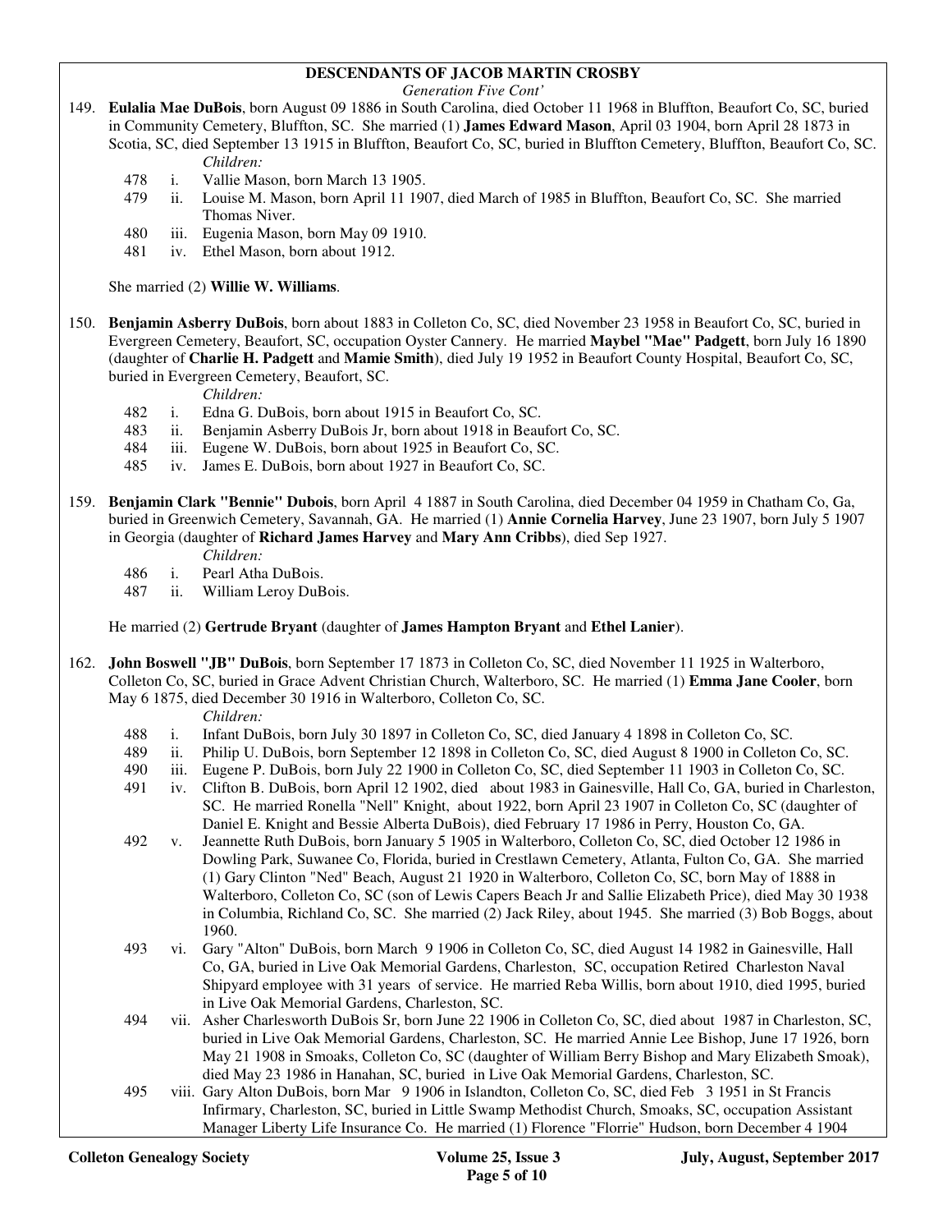## DESCENDANTS OF JACOB MARTIN CROSBY

*Generation Five Cont'*

149. **Eulalia Mae DuBois**, born August 09 1886 in South Carolina, died October 11 1968 in Bluffton, Beaufort Co, SC, buried in Community Cemetery, Bluffton, SC. She married (1) **James Edward Mason**, April 03 1904, born April 28 1873 in Scotia, SC, died September 13 1915 in Bluffton, Beaufort Co, SC, buried in Bluffton Cemetery, Bluffton, Beaufort Co, SC.

   *Children:*

   - 478 i. Vallie Mason, born March 13 1905.
   - 479 ii. Louise M. Mason, born April 11 1907, died March of 1985 in Bluffton, Beaufort Co, SC. She married Thomas Niver.
   - 480 iii. Eugenia Mason, born May 09 1910.
   - 481 iv. Ethel Mason, born about 1912.

   She married (2) **Willie W. Williams**.

150. **Benjamin Asberry DuBois**, born about 1883 in Colleton Co, SC, died November 23 1958 in Beaufort Co, SC, buried in Evergreen Cemetery, Beaufort, SC, occupation Oyster Cannery. He married **Maybel "Mae" Padgett**, born July 16 1890 (daughter of **Charlie H. Padgett** and **Mamie Smith**), died July 19 1952 in Beaufort County Hospital, Beaufort Co, SC, buried in Evergreen Cemetery, Beaufort, SC.

   *Children:*

   - 482 i. Edna G. DuBois, born about 1915 in Beaufort Co, SC.
   - 483 ii. Benjamin Asberry DuBois Jr, born about 1918 in Beaufort Co, SC.
   - 484 iii. Eugene W. DuBois, born about 1925 in Beaufort Co, SC.
   - 485 iv. James E. DuBois, born about 1927 in Beaufort Co, SC.

159. **Benjamin Clark "Bennie" Dubois**, born April 4 1887 in South Carolina, died December 04 1959 in Chatham Co, Ga, buried in Greenwich Cemetery, Savannah, GA. He married (1) **Annie Cornelia Harvey**, June 23 1907, born July 5 1907 in Georgia (daughter of **Richard James Harvey** and **Mary Ann Cribbs**), died Sep 1927.

   *Children:*

   - 486 i. Pearl Atha DuBois.
   - 487 ii. William Leroy DuBois.

   He married (2) **Gertrude Bryant** (daughter of **James Hampton Bryant** and **Ethel Lanier**).

162. **John Boswell "JB" DuBois**, born September 17 1873 in Colleton Co, SC, died November 11 1925 in Walterboro, Colleton Co, SC, buried in Grace Advent Christian Church, Walterboro, SC. He married (1) **Emma Jane Cooler**, born May 6 1875, died December 30 1916 in Walterboro, Colleton Co, SC.

   *Children:*

   - 488 i. Infant DuBois, born July 30 1897 in Colleton Co, SC, died January 4 1898 in Colleton Co, SC.
   - 489 ii. Philip U. DuBois, born September 12 1898 in Colleton Co, SC, died August 8 1900 in Colleton Co, SC.
   - 490 iii. Eugene P. DuBois, born July 22 1900 in Colleton Co, SC, died September 11 1903 in Colleton Co, SC.
   - 491 iv. Clifton B. DuBois, born April 12 1902, died about 1983 in Gainesville, Hall Co, GA, buried in Charleston, SC. He married Ronella "Nell" Knight, about 1922, born April 23 1907 in Colleton Co, SC (daughter of Daniel E. Knight and Bessie Alberta DuBois), died February 17 1986 in Perry, Houston Co, GA.
   - 492 v. Jeannette Ruth DuBois, born January 5 1905 in Walterboro, Colleton Co, SC, died October 12 1986 in Dowling Park, Suwanee Co, Florida, buried in Crestlawn Cemetery, Atlanta, Fulton Co, GA. She married (1) Gary Clinton "Ned" Beach, August 21 1920 in Walterboro, Colleton Co, SC, born May of 1888 in Walterboro, Colleton Co, SC (son of Lewis Capers Beach Jr and Sallie Elizabeth Price), died May 30 1938 in Columbia, Richland Co, SC. She married (2) Jack Riley, about 1945. She married (3) Bob Boggs, about 1960.
   - 493 vi. Gary "Alton" DuBois, born March 9 1906 in Colleton Co, SC, died August 14 1982 in Gainesville, Hall Co, GA, buried in Live Oak Memorial Gardens, Charleston, SC, occupation Retired Charleston Naval Shipyard employee with 31 years of service. He married Reba Willis, born about 1910, died 1995, buried in Live Oak Memorial Gardens, Charleston, SC.
   - 494 vii. Asher Charlesworth DuBois Sr, born June 22 1906 in Colleton Co, SC, died about 1987 in Charleston, SC, buried in Live Oak Memorial Gardens, Charleston, SC. He married Annie Lee Bishop, June 17 1926, born May 21 1908 in Smoaks, Colleton Co, SC (daughter of William Berry Bishop and Mary Elizabeth Smoak), died May 23 1986 in Hanahan, SC, buried in Live Oak Memorial Gardens, Charleston, SC.
   - 495 viii. Gary Alton DuBois, born Mar 9 1906 in Islandton, Colleton Co, SC, died Feb 3 1951 in St Francis Infirmary, Charleston, SC, buried in Little Swamp Methodist Church, Smoaks, SC, occupation Assistant Manager Liberty Life Insurance Co. He married (1) Florence "Florrie" Hudson, born December 4 1904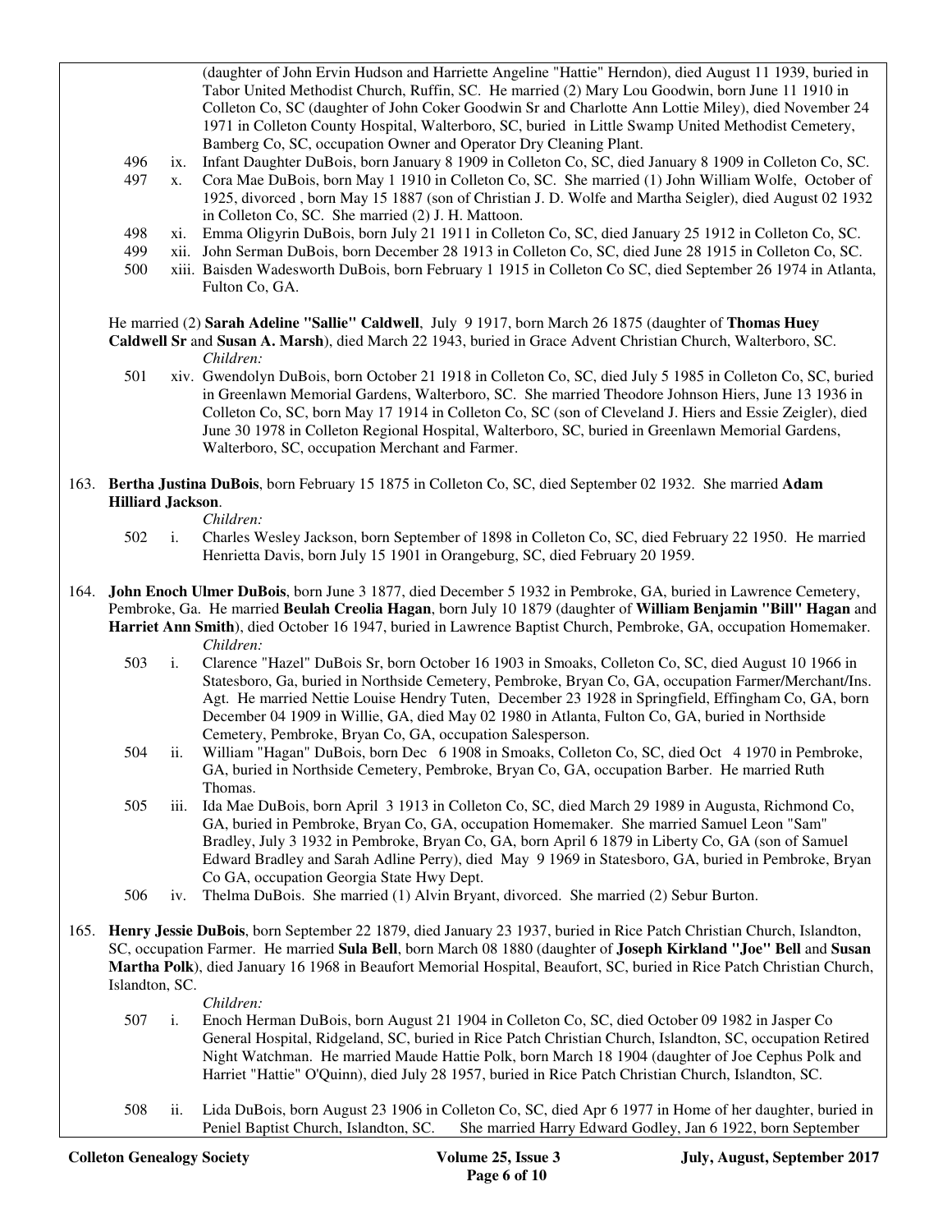(daughter of John Ervin Hudson and Harriette Angeline "Hattie" Herndon), died August 11 1939, buried in Tabor United Methodist Church, Ruffin, SC. He married (2) Mary Lou Goodwin, born June 11 1910 in Colleton Co, SC (daughter of John Coker Goodwin Sr and Charlotte Ann Lottie Miley), died November 24 1971 in Colleton County Hospital, Walterboro, SC, buried in Little Swamp United Methodist Cemetery, Bamberg Co, SC, occupation Owner and Operator Dry Cleaning Plant.

496 ix. Infant Daughter DuBois, born January 8 1909 in Colleton Co, SC, died January 8 1909 in Colleton Co, SC.

497 x. Cora Mae DuBois, born May 1 1910 in Colleton Co, SC. She married (1) John William Wolfe, October of 1925, divorced , born May 15 1887 (son of Christian J. D. Wolfe and Martha Seigler), died August 02 1932 in Colleton Co, SC. She married (2) J. H. Mattoon.

498 xi. Emma Oligyrin DuBois, born July 21 1911 in Colleton Co, SC, died January 25 1912 in Colleton Co, SC.

499 xii. John Serman DuBois, born December 28 1913 in Colleton Co, SC, died June 28 1915 in Colleton Co, SC.

500 xiii. Baisden Wadesworth DuBois, born February 1 1915 in Colleton Co SC, died September 26 1974 in Atlanta, Fulton Co, GA.

He married (2) **Sarah Adeline "Sallie" Caldwell**, July 9 1917, born March 26 1875 (daughter of **Thomas Huey Caldwell Sr** and **Susan A. Marsh**), died March 22 1943, buried in Grace Advent Christian Church, Walterboro, SC.

*Children:*

501 xiv. Gwendolyn DuBois, born October 21 1918 in Colleton Co, SC, died July 5 1985 in Colleton Co, SC, buried in Greenlawn Memorial Gardens, Walterboro, SC. She married Theodore Johnson Hiers, June 13 1936 in Colleton Co, SC, born May 17 1914 in Colleton Co, SC (son of Cleveland J. Hiers and Essie Zeigler), died June 30 1978 in Colleton Regional Hospital, Walterboro, SC, buried in Greenlawn Memorial Gardens, Walterboro, SC, occupation Merchant and Farmer.

163. **Bertha Justina DuBois**, born February 15 1875 in Colleton Co, SC, died September 02 1932. She married **Adam Hilliard Jackson**.

*Children:*

502 i. Charles Wesley Jackson, born September of 1898 in Colleton Co, SC, died February 22 1950. He married Henrietta Davis, born July 15 1901 in Orangeburg, SC, died February 20 1959.

164. **John Enoch Ulmer DuBois**, born June 3 1877, died December 5 1932 in Pembroke, GA, buried in Lawrence Cemetery, Pembroke, Ga. He married **Beulah Creolia Hagan**, born July 10 1879 (daughter of **William Benjamin "Bill" Hagan** and **Harriet Ann Smith**), died October 16 1947, buried in Lawrence Baptist Church, Pembroke, GA, occupation Homemaker.

*Children:*

503 i. Clarence "Hazel" DuBois Sr, born October 16 1903 in Smoaks, Colleton Co, SC, died August 10 1966 in Statesboro, Ga, buried in Northside Cemetery, Pembroke, Bryan Co, GA, occupation Farmer/Merchant/Ins. Agt. He married Nettie Louise Hendry Tuten, December 23 1928 in Springfield, Effingham Co, GA, born December 04 1909 in Willie, GA, died May 02 1980 in Atlanta, Fulton Co, GA, buried in Northside Cemetery, Pembroke, Bryan Co, GA, occupation Salesperson.

504 ii. William "Hagan" DuBois, born Dec 6 1908 in Smoaks, Colleton Co, SC, died Oct 4 1970 in Pembroke, GA, buried in Northside Cemetery, Pembroke, Bryan Co, GA, occupation Barber. He married Ruth Thomas.

505 iii. Ida Mae DuBois, born April 3 1913 in Colleton Co, SC, died March 29 1989 in Augusta, Richmond Co, GA, buried in Pembroke, Bryan Co, GA, occupation Homemaker. She married Samuel Leon "Sam" Bradley, July 3 1932 in Pembroke, Bryan Co, GA, born April 6 1879 in Liberty Co, GA (son of Samuel Edward Bradley and Sarah Adline Perry), died May 9 1969 in Statesboro, GA, buried in Pembroke, Bryan Co GA, occupation Georgia State Hwy Dept.

506 iv. Thelma DuBois. She married (1) Alvin Bryant, divorced. She married (2) Sebur Burton.

165. **Henry Jessie DuBois**, born September 22 1879, died January 23 1937, buried in Rice Patch Christian Church, Islandton, SC, occupation Farmer. He married **Sula Bell**, born March 08 1880 (daughter of **Joseph Kirkland "Joe" Bell** and **Susan Martha Polk**), died January 16 1968 in Beaufort Memorial Hospital, Beaufort, SC, buried in Rice Patch Christian Church, Islandton, SC.

*Children:*

507 i. Enoch Herman DuBois, born August 21 1904 in Colleton Co, SC, died October 09 1982 in Jasper Co General Hospital, Ridgeland, SC, buried in Rice Patch Christian Church, Islandton, SC, occupation Retired Night Watchman. He married Maude Hattie Polk, born March 18 1904 (daughter of Joe Cephus Polk and Harriet "Hattie" O'Quinn), died July 28 1957, buried in Rice Patch Christian Church, Islandton, SC.

508 ii. Lida DuBois, born August 23 1906 in Colleton Co, SC, died Apr 6 1977 in Home of her daughter, buried in Peniel Baptist Church, Islandton, SC. She married Harry Edward Godley, Jan 6 1922, born September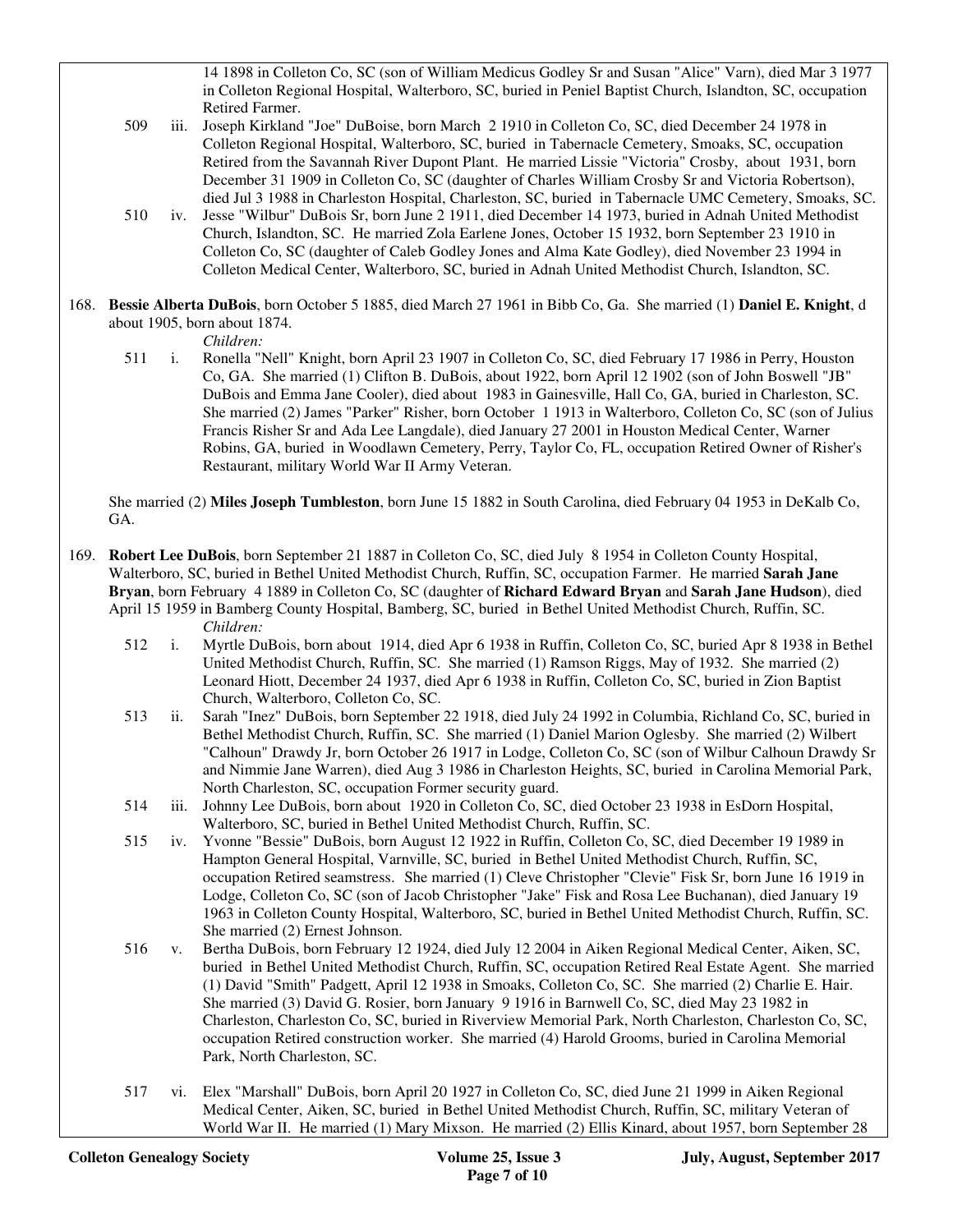14 1898 in Colleton Co, SC (son of William Medicus Godley Sr and Susan "Alice" Varn), died Mar 3 1977 in Colleton Regional Hospital, Walterboro, SC, buried in Peniel Baptist Church, Islandton, SC, occupation Retired Farmer.

509 iii. Joseph Kirkland "Joe" DuBoise, born March 2 1910 in Colleton Co, SC, died December 24 1978 in Colleton Regional Hospital, Walterboro, SC, buried in Tabernacle Cemetery, Smoaks, SC, occupation Retired from the Savannah River Dupont Plant. He married Lissie "Victoria" Crosby, about 1931, born December 31 1909 in Colleton Co, SC (daughter of Charles William Crosby Sr and Victoria Robertson), died Jul 3 1988 in Charleston Hospital, Charleston, SC, buried in Tabernacle UMC Cemetery, Smoaks, SC.

510 iv. Jesse "Wilbur" DuBois Sr, born June 2 1911, died December 14 1973, buried in Adnah United Methodist Church, Islandton, SC. He married Zola Earlene Jones, October 15 1932, born September 23 1910 in Colleton Co, SC (daughter of Caleb Godley Jones and Alma Kate Godley), died November 23 1994 in Colleton Medical Center, Walterboro, SC, buried in Adnah United Methodist Church, Islandton, SC.

168. **Bessie Alberta DuBois**, born October 5 1885, died March 27 1961 in Bibb Co, Ga. She married (1) **Daniel E. Knight**, d about 1905, born about 1874.

*Children:*

511 i. Ronella "Nell" Knight, born April 23 1907 in Colleton Co, SC, died February 17 1986 in Perry, Houston Co, GA. She married (1) Clifton B. DuBois, about 1922, born April 12 1902 (son of John Boswell "JB" DuBois and Emma Jane Cooler), died about 1983 in Gainesville, Hall Co, GA, buried in Charleston, SC. She married (2) James "Parker" Risher, born October 1 1913 in Walterboro, Colleton Co, SC (son of Julius Francis Risher Sr and Ada Lee Langdale), died January 27 2001 in Houston Medical Center, Warner Robins, GA, buried in Woodlawn Cemetery, Perry, Taylor Co, FL, occupation Retired Owner of Risher's Restaurant, military World War II Army Veteran.

She married (2) **Miles Joseph Tumbleston**, born June 15 1882 in South Carolina, died February 04 1953 in DeKalb Co, GA.

169. **Robert Lee DuBois**, born September 21 1887 in Colleton Co, SC, died July 8 1954 in Colleton County Hospital, Walterboro, SC, buried in Bethel United Methodist Church, Ruffin, SC, occupation Farmer. He married **Sarah Jane Bryan**, born February 4 1889 in Colleton Co, SC (daughter of **Richard Edward Bryan** and **Sarah Jane Hudson**), died April 15 1959 in Bamberg County Hospital, Bamberg, SC, buried in Bethel United Methodist Church, Ruffin, SC.

*Children:*

512 i. Myrtle DuBois, born about 1914, died Apr 6 1938 in Ruffin, Colleton Co, SC, buried Apr 8 1938 in Bethel United Methodist Church, Ruffin, SC. She married (1) Ramson Riggs, May of 1932. She married (2) Leonard Hiott, December 24 1937, died Apr 6 1938 in Ruffin, Colleton Co, SC, buried in Zion Baptist Church, Walterboro, Colleton Co, SC.

513 ii. Sarah "Inez" DuBois, born September 22 1918, died July 24 1992 in Columbia, Richland Co, SC, buried in Bethel Methodist Church, Ruffin, SC. She married (1) Daniel Marion Oglesby. She married (2) Wilbert "Calhoun" Drawdy Jr, born October 26 1917 in Lodge, Colleton Co, SC (son of Wilbur Calhoun Drawdy Sr and Nimmie Jane Warren), died Aug 3 1986 in Charleston Heights, SC, buried in Carolina Memorial Park, North Charleston, SC, occupation Former security guard.

514 iii. Johnny Lee DuBois, born about 1920 in Colleton Co, SC, died October 23 1938 in EsDorn Hospital, Walterboro, SC, buried in Bethel United Methodist Church, Ruffin, SC.

515 iv. Yvonne "Bessie" DuBois, born August 12 1922 in Ruffin, Colleton Co, SC, died December 19 1989 in Hampton General Hospital, Varnville, SC, buried in Bethel United Methodist Church, Ruffin, SC, occupation Retired seamstress. She married (1) Cleve Christopher "Clevie" Fisk Sr, born June 16 1919 in Lodge, Colleton Co, SC (son of Jacob Christopher "Jake" Fisk and Rosa Lee Buchanan), died January 19 1963 in Colleton County Hospital, Walterboro, SC, buried in Bethel United Methodist Church, Ruffin, SC. She married (2) Ernest Johnson.

516 v. Bertha DuBois, born February 12 1924, died July 12 2004 in Aiken Regional Medical Center, Aiken, SC, buried in Bethel United Methodist Church, Ruffin, SC, occupation Retired Real Estate Agent. She married (1) David "Smith" Padgett, April 12 1938 in Smoaks, Colleton Co, SC. She married (2) Charlie E. Hair. She married (3) David G. Rosier, born January 9 1916 in Barnwell Co, SC, died May 23 1982 in Charleston, Charleston Co, SC, buried in Riverview Memorial Park, North Charleston, Charleston Co, SC, occupation Retired construction worker. She married (4) Harold Grooms, buried in Carolina Memorial Park, North Charleston, SC.

517 vi. Elex "Marshall" DuBois, born April 20 1927 in Colleton Co, SC, died June 21 1999 in Aiken Regional Medical Center, Aiken, SC, buried in Bethel United Methodist Church, Ruffin, SC, military Veteran of World War II. He married (1) Mary Mixson. He married (2) Ellis Kinard, about 1957, born September 28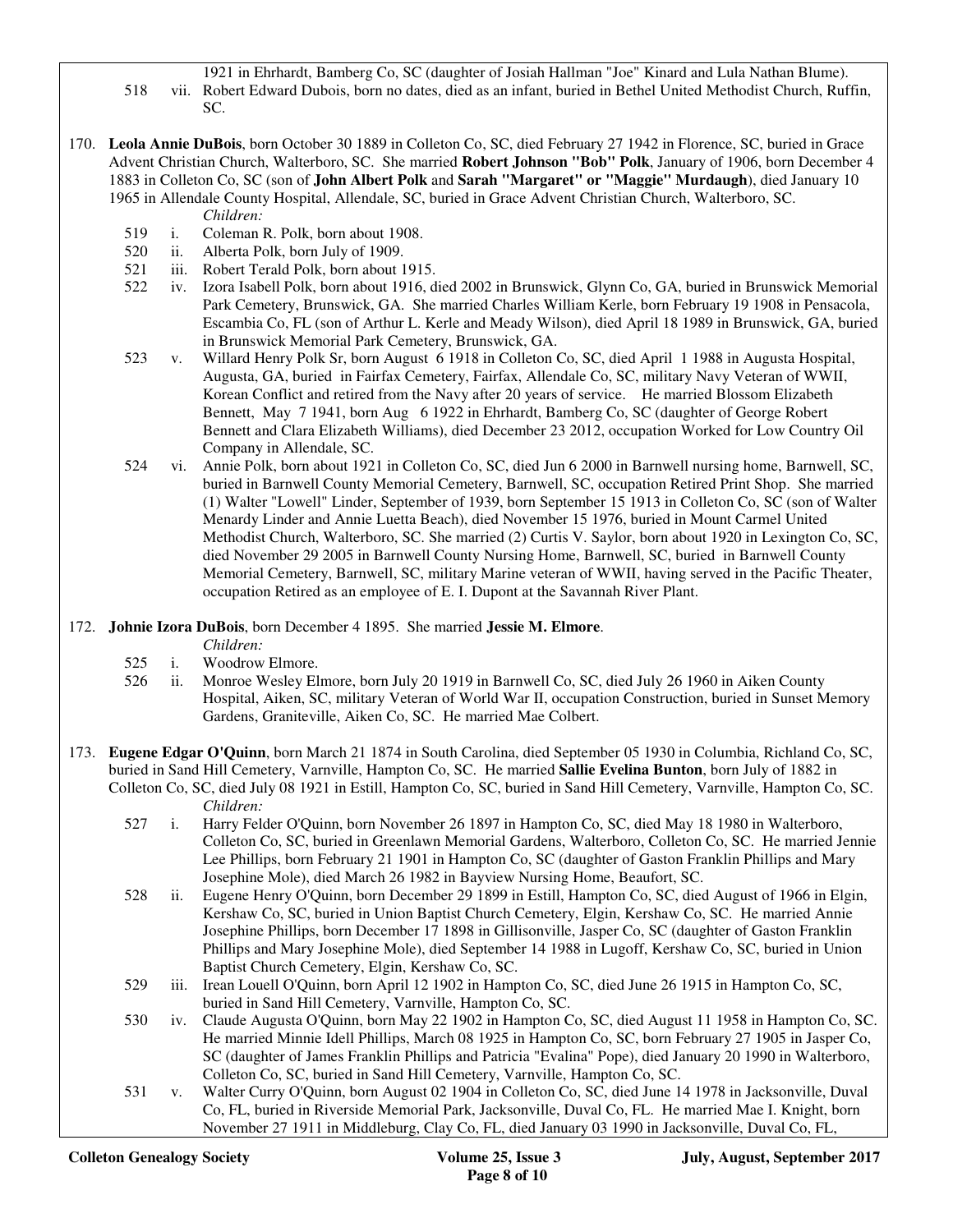1921 in Ehrhardt, Bamberg Co, SC (daughter of Josiah Hallman "Joe" Kinard and Lula Nathan Blume).

518 vii. Robert Edward Dubois, born no dates, died as an infant, buried in Bethel United Methodist Church, Ruffin, SC.

170. **Leola Annie DuBois**, born October 30 1889 in Colleton Co, SC, died February 27 1942 in Florence, SC, buried in Grace Advent Christian Church, Walterboro, SC. She married **Robert Johnson "Bob" Polk**, January of 1906, born December 4 1883 in Colleton Co, SC (son of **John Albert Polk** and **Sarah "Margaret" or "Maggie" Murdaugh**), died January 10 1965 in Allendale County Hospital, Allendale, SC, buried in Grace Advent Christian Church, Walterboro, SC.

*Children:*

519 i. Coleman R. Polk, born about 1908.

520 ii. Alberta Polk, born July of 1909.

521 iii. Robert Terald Polk, born about 1915.

522 iv. Izora Isabell Polk, born about 1916, died 2002 in Brunswick, Glynn Co, GA, buried in Brunswick Memorial Park Cemetery, Brunswick, GA. She married Charles William Kerle, born February 19 1908 in Pensacola, Escambia Co, FL (son of Arthur L. Kerle and Meady Wilson), died April 18 1989 in Brunswick, GA, buried in Brunswick Memorial Park Cemetery, Brunswick, GA.

523 v. Willard Henry Polk Sr, born August 6 1918 in Colleton Co, SC, died April 1 1988 in Augusta Hospital, Augusta, GA, buried in Fairfax Cemetery, Fairfax, Allendale Co, SC, military Navy Veteran of WWII, Korean Conflict and retired from the Navy after 20 years of service. He married Blossom Elizabeth Bennett, May 7 1941, born Aug 6 1922 in Ehrhardt, Bamberg Co, SC (daughter of George Robert Bennett and Clara Elizabeth Williams), died December 23 2012, occupation Worked for Low Country Oil Company in Allendale, SC.

524 vi. Annie Polk, born about 1921 in Colleton Co, SC, died Jun 6 2000 in Barnwell nursing home, Barnwell, SC, buried in Barnwell County Memorial Cemetery, Barnwell, SC, occupation Retired Print Shop. She married (1) Walter "Lowell" Linder, September of 1939, born September 15 1913 in Colleton Co, SC (son of Walter Menardy Linder and Annie Luetta Beach), died November 15 1976, buried in Mount Carmel United Methodist Church, Walterboro, SC. She married (2) Curtis V. Saylor, born about 1920 in Lexington Co, SC, died November 29 2005 in Barnwell County Nursing Home, Barnwell, SC, buried in Barnwell County Memorial Cemetery, Barnwell, SC, military Marine veteran of WWII, having served in the Pacific Theater, occupation Retired as an employee of E. I. Dupont at the Savannah River Plant.

172. **Johnie Izora DuBois**, born December 4 1895. She married **Jessie M. Elmore**.

*Children:*

525 i. Woodrow Elmore.

526 ii. Monroe Wesley Elmore, born July 20 1919 in Barnwell Co, SC, died July 26 1960 in Aiken County Hospital, Aiken, SC, military Veteran of World War II, occupation Construction, buried in Sunset Memory Gardens, Graniteville, Aiken Co, SC. He married Mae Colbert.

173. **Eugene Edgar O'Quinn**, born March 21 1874 in South Carolina, died September 05 1930 in Columbia, Richland Co, SC, buried in Sand Hill Cemetery, Varnville, Hampton Co, SC. He married **Sallie Evelina Bunton**, born July of 1882 in Colleton Co, SC, died July 08 1921 in Estill, Hampton Co, SC, buried in Sand Hill Cemetery, Varnville, Hampton Co, SC.

*Children:*

527 i. Harry Felder O'Quinn, born November 26 1897 in Hampton Co, SC, died May 18 1980 in Walterboro, Colleton Co, SC, buried in Greenlawn Memorial Gardens, Walterboro, Colleton Co, SC. He married Jennie Lee Phillips, born February 21 1901 in Hampton Co, SC (daughter of Gaston Franklin Phillips and Mary Josephine Mole), died March 26 1982 in Bayview Nursing Home, Beaufort, SC.

528 ii. Eugene Henry O'Quinn, born December 29 1899 in Estill, Hampton Co, SC, died August of 1966 in Elgin, Kershaw Co, SC, buried in Union Baptist Church Cemetery, Elgin, Kershaw Co, SC. He married Annie Josephine Phillips, born December 17 1898 in Gillisonville, Jasper Co, SC (daughter of Gaston Franklin Phillips and Mary Josephine Mole), died September 14 1988 in Lugoff, Kershaw Co, SC, buried in Union Baptist Church Cemetery, Elgin, Kershaw Co, SC.

529 iii. Irean Louell O'Quinn, born April 12 1902 in Hampton Co, SC, died June 26 1915 in Hampton Co, SC, buried in Sand Hill Cemetery, Varnville, Hampton Co, SC.

530 iv. Claude Augusta O'Quinn, born May 22 1902 in Hampton Co, SC, died August 11 1958 in Hampton Co, SC. He married Minnie Idell Phillips, March 08 1925 in Hampton Co, SC, born February 27 1905 in Jasper Co, SC (daughter of James Franklin Phillips and Patricia "Evalina" Pope), died January 20 1990 in Walterboro, Colleton Co, SC, buried in Sand Hill Cemetery, Varnville, Hampton Co, SC.

531 v. Walter Curry O'Quinn, born August 02 1904 in Colleton Co, SC, died June 14 1978 in Jacksonville, Duval Co, FL, buried in Riverside Memorial Park, Jacksonville, Duval Co, FL. He married Mae I. Knight, born November 27 1911 in Middleburg, Clay Co, FL, died January 03 1990 in Jacksonville, Duval Co, FL,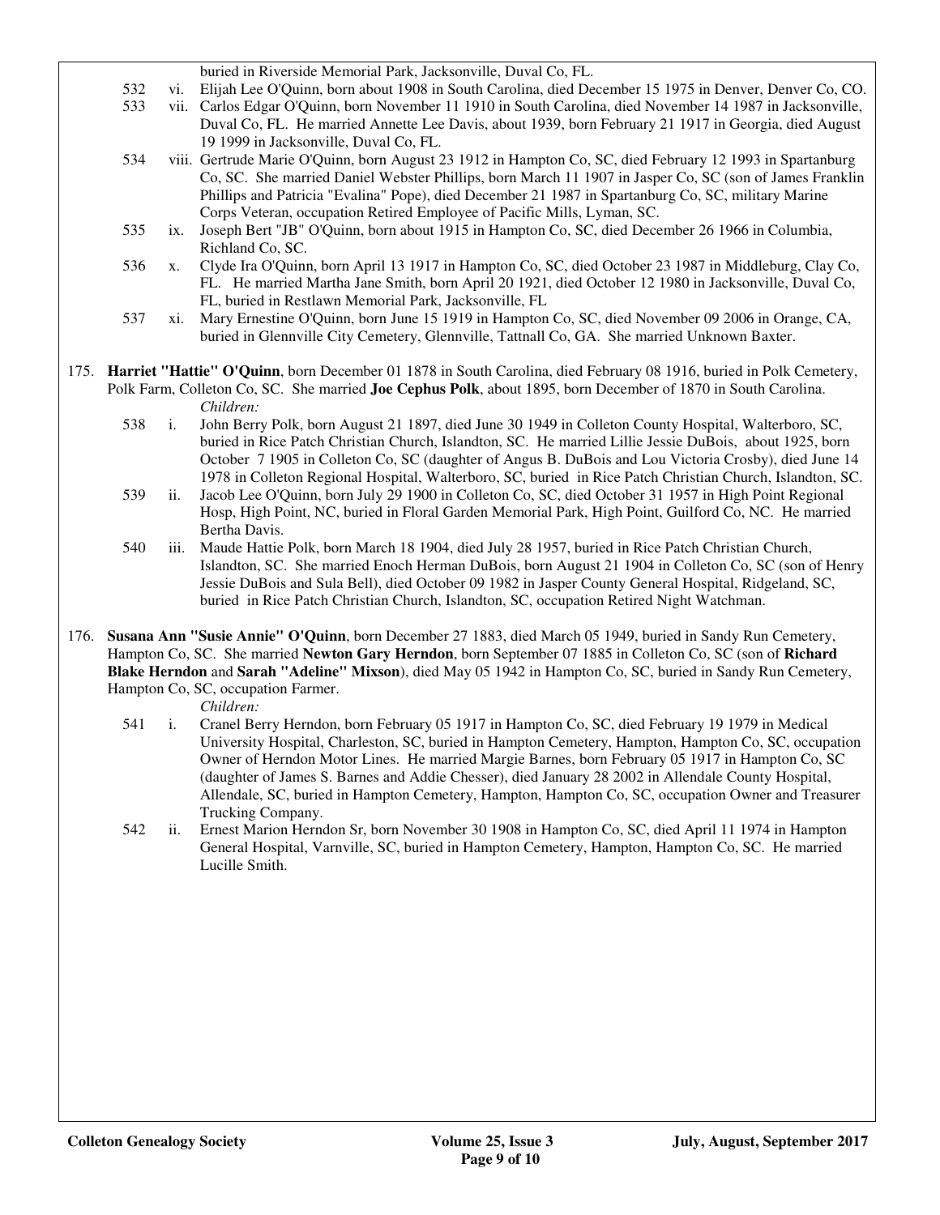buried in Riverside Memorial Park, Jacksonville, Duval Co, FL.

532 vi. Elijah Lee O'Quinn, born about 1908 in South Carolina, died December 15 1975 in Denver, Denver Co, CO.

533 vii. Carlos Edgar O'Quinn, born November 11 1910 in South Carolina, died November 14 1987 in Jacksonville, Duval Co, FL. He married Annette Lee Davis, about 1939, born February 21 1917 in Georgia, died August 19 1999 in Jacksonville, Duval Co, FL.

534 viii. Gertrude Marie O'Quinn, born August 23 1912 in Hampton Co, SC, died February 12 1993 in Spartanburg Co, SC. She married Daniel Webster Phillips, born March 11 1907 in Jasper Co, SC (son of James Franklin Phillips and Patricia "Evalina" Pope), died December 21 1987 in Spartanburg Co, SC, military Marine Corps Veteran, occupation Retired Employee of Pacific Mills, Lyman, SC.

535 ix. Joseph Bert "JB" O'Quinn, born about 1915 in Hampton Co, SC, died December 26 1966 in Columbia, Richland Co, SC.

536 x. Clyde Ira O'Quinn, born April 13 1917 in Hampton Co, SC, died October 23 1987 in Middleburg, Clay Co, FL. He married Martha Jane Smith, born April 20 1921, died October 12 1980 in Jacksonville, Duval Co, FL, buried in Restlawn Memorial Park, Jacksonville, FL

537 xi. Mary Ernestine O'Quinn, born June 15 1919 in Hampton Co, SC, died November 09 2006 in Orange, CA, buried in Glennville City Cemetery, Glennville, Tattnall Co, GA. She married Unknown Baxter.

175. **Harriet "Hattie" O'Quinn**, born December 01 1878 in South Carolina, died February 08 1916, buried in Polk Cemetery, Polk Farm, Colleton Co, SC. She married **Joe Cephus Polk**, about 1895, born December of 1870 in South Carolina.

*Children:*

538 i. John Berry Polk, born August 21 1897, died June 30 1949 in Colleton County Hospital, Walterboro, SC, buried in Rice Patch Christian Church, Islandton, SC. He married Lillie Jessie DuBois, about 1925, born October 7 1905 in Colleton Co, SC (daughter of Angus B. DuBois and Lou Victoria Crosby), died June 14 1978 in Colleton Regional Hospital, Walterboro, SC, buried in Rice Patch Christian Church, Islandton, SC.

539 ii. Jacob Lee O'Quinn, born July 29 1900 in Colleton Co, SC, died October 31 1957 in High Point Regional Hosp, High Point, NC, buried in Floral Garden Memorial Park, High Point, Guilford Co, NC. He married Bertha Davis.

540 iii. Maude Hattie Polk, born March 18 1904, died July 28 1957, buried in Rice Patch Christian Church, Islandton, SC. She married Enoch Herman DuBois, born August 21 1904 in Colleton Co, SC (son of Henry Jessie DuBois and Sula Bell), died October 09 1982 in Jasper County General Hospital, Ridgeland, SC, buried in Rice Patch Christian Church, Islandton, SC, occupation Retired Night Watchman.

176. **Susana Ann "Susie Annie" O'Quinn**, born December 27 1883, died March 05 1949, buried in Sandy Run Cemetery, Hampton Co, SC. She married **Newton Gary Herndon**, born September 07 1885 in Colleton Co, SC (son of **Richard Blake Herndon** and **Sarah "Adeline" Mixson**), died May 05 1942 in Hampton Co, SC, buried in Sandy Run Cemetery, Hampton Co, SC, occupation Farmer.

*Children:*

541 i. Cranel Berry Herndon, born February 05 1917 in Hampton Co, SC, died February 19 1979 in Medical University Hospital, Charleston, SC, buried in Hampton Cemetery, Hampton, Hampton Co, SC, occupation Owner of Herndon Motor Lines. He married Margie Barnes, born February 05 1917 in Hampton Co, SC (daughter of James S. Barnes and Addie Chesser), died January 28 2002 in Allendale County Hospital, Allendale, SC, buried in Hampton Cemetery, Hampton, Hampton Co, SC, occupation Owner and Treasurer Trucking Company.

542 ii. Ernest Marion Herndon Sr, born November 30 1908 in Hampton Co, SC, died April 11 1974 in Hampton General Hospital, Varnville, SC, buried in Hampton Cemetery, Hampton, Hampton Co, SC. He married Lucille Smith.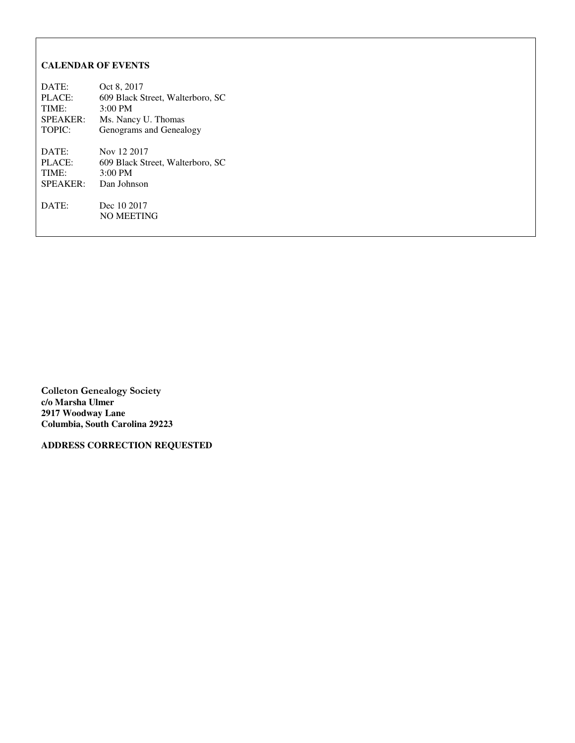**CALENDAR OF EVENTS**

| | |
|---|---|
| DATE: | Oct 8, 2017 |
| PLACE: | 609 Black Street, Walterboro, SC |
| TIME: | 3:00 PM |
| SPEAKER: | Ms. Nancy U. Thomas |
| TOPIC: | Genograms and Genealogy |
| | |
| DATE: | Nov 12 2017 |
| PLACE: | 609 Black Street, Walterboro, SC |
| TIME: | 3:00 PM |
| SPEAKER: | Dan Johnson |
| | |
| DATE: | Dec 10 2017 |
| | NO MEETING |

**Colleton Genealogy Society**
**c/o Marsha Ulmer**
**2917 Woodway Lane**
**Columbia, South Carolina 29223**

**ADDRESS CORRECTION REQUESTED**